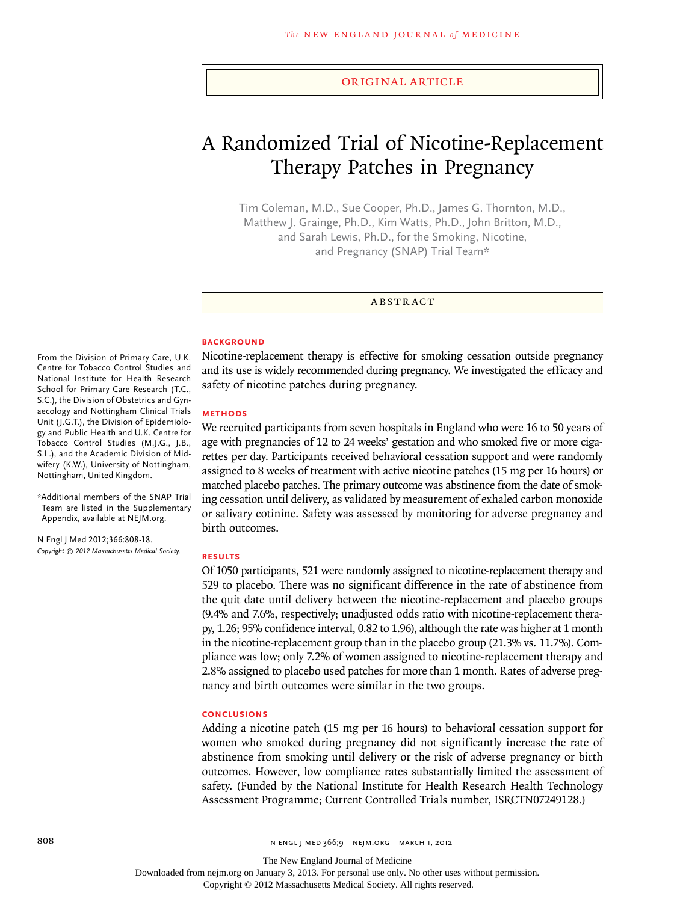ORIGINAL ARTICLE

# A Randomized Trial of Nicotine-Replacement Therapy Patches in Pregnancy

Tim Coleman, M.D., Sue Cooper, Ph.D., James G. Thornton, M.D., Matthew J. Grainge, Ph.D., Kim Watts, Ph.D., John Britton, M.D., and Sarah Lewis, Ph.D., for the Smoking, Nicotine, and Pregnancy (SNAP) Trial Team*

## ABSTRACT

### BACKGROUND

Nicotine-replacement therapy is effective for smoking cessation outside pregnancy and its use is widely recommended during pregnancy. We investigated the efficacy and safety of nicotine patches during pregnancy.

### METHODS

We recruited participants from seven hospitals in England who were 16 to 50 years of age with pregnancies of 12 to 24 weeks' gestation and who smoked five or more cigarettes per day. Participants received behavioral cessation support and were randomly assigned to 8 weeks of treatment with active nicotine patches (15 mg per 16 hours) or matched placebo patches. The primary outcome was abstinence from the date of smoking cessation until delivery, as validated by measurement of exhaled carbon monoxide or salivary cotinine. Safety was assessed by monitoring for adverse pregnancy and birth outcomes.

### RESULTS

Of 1050 participants, 521 were randomly assigned to nicotine-replacement therapy and 529 to placebo. There was no significant difference in the rate of abstinence from the quit date until delivery between the nicotine-replacement and placebo groups (9.4% and 7.6%, respectively; unadjusted odds ratio with nicotine-replacement therapy, 1.26; 95% confidence interval, 0.82 to 1.96), although the rate was higher at 1 month in the nicotine-replacement group than in the placebo group (21.3% vs. 11.7%). Compliance was low; only 7.2% of women assigned to nicotine-replacement therapy and 2.8% assigned to placebo used patches for more than 1 month. Rates of adverse pregnancy and birth outcomes were similar in the two groups.

### CONCLUSIONS

Adding a nicotine patch (15 mg per 16 hours) to behavioral cessation support for women who smoked during pregnancy did not significantly increase the rate of abstinence from smoking until delivery or the risk of adverse pregnancy or birth outcomes. However, low compliance rates substantially limited the assessment of safety. (Funded by the National Institute for Health Research Health Technology Assessment Programme; Current Controlled Trials number, ISRCTN07249128.)

From the Division of Primary Care, U.K. Centre for Tobacco Control Studies and National Institute for Health Research School for Primary Care Research (T.C., S.C.), the Division of Obstetrics and Gynaecology and Nottingham Clinical Trials Unit (J.G.T.), the Division of Epidemiology and Public Health and U.K. Centre for Tobacco Control Studies (M.J.G., J.B., S.L.), and the Academic Division of Midwifery (K.W.), University of Nottingham, Nottingham, United Kingdom.

*Additional members of the SNAP Trial Team are listed in the Supplementary Appendix, available at NEJM.org.

N Engl J Med 2012;366:808-18.
*Copyright © 2012 Massachusetts Medical Society.*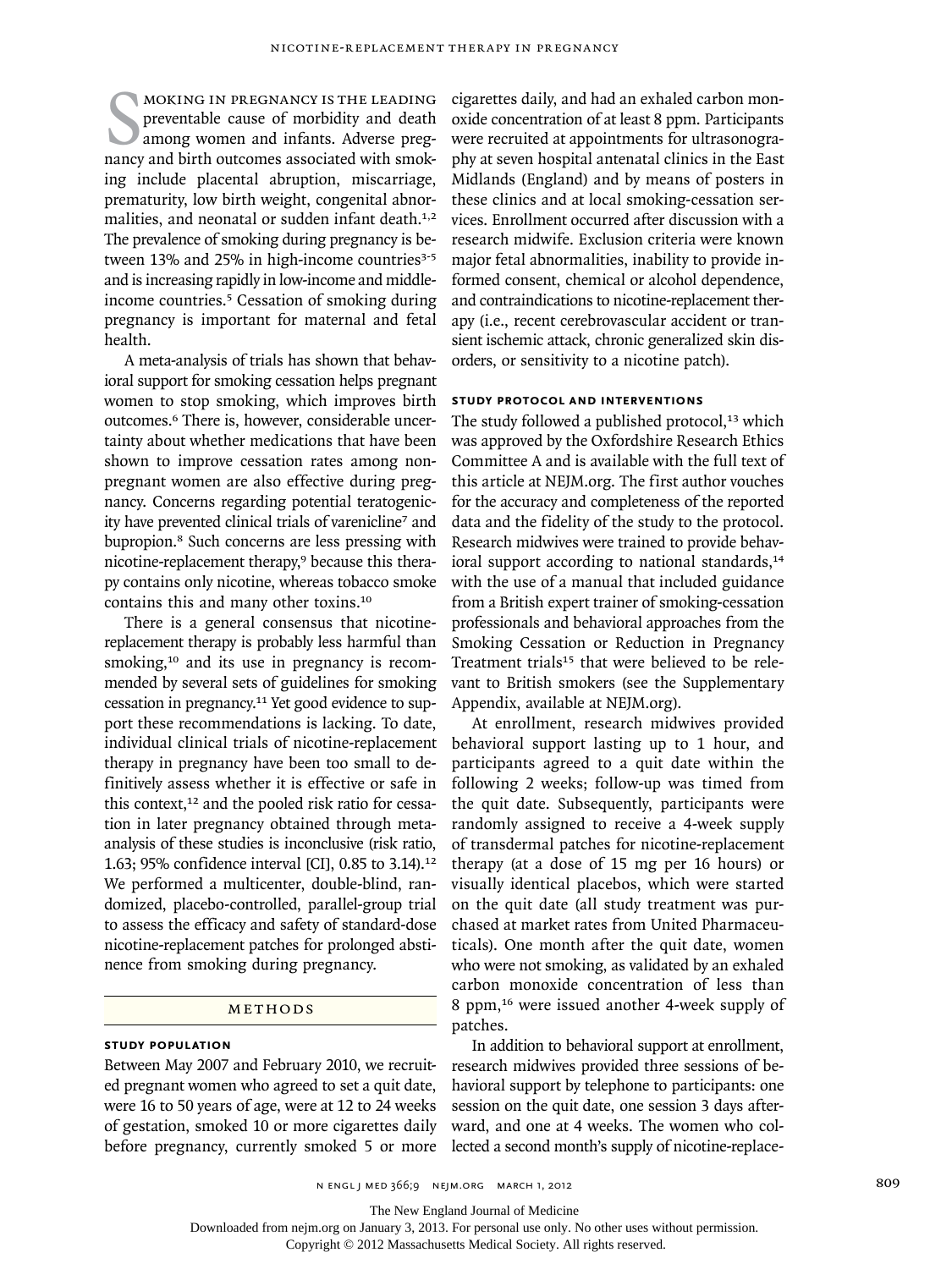Smoking in pregnancy is the leading preventable cause of morbidity and death among women and infants. Adverse pregnancy and birth outcomes associated with smoking include placental abruption, miscarriage, prematurity, low birth weight, congenital abnormalities, and neonatal or sudden infant death.[1,2] The prevalence of smoking during pregnancy is between 13% and 25% in high-income countries[3-5] and is increasing rapidly in low-income and middle-income countries.[5] Cessation of smoking during pregnancy is important for maternal and fetal health.

A meta-analysis of trials has shown that behavioral support for smoking cessation helps pregnant women to stop smoking, which improves birth outcomes.[6] There is, however, considerable uncertainty about whether medications that have been shown to improve cessation rates among nonpregnant women are also effective during pregnancy. Concerns regarding potential teratogenicity have prevented clinical trials of varenicline[7] and bupropion.[8] Such concerns are less pressing with nicotine-replacement therapy,[9] because this therapy contains only nicotine, whereas tobacco smoke contains this and many other toxins.[10]

There is a general consensus that nicotine-replacement therapy is probably less harmful than smoking,[10] and its use in pregnancy is recommended by several sets of guidelines for smoking cessation in pregnancy.[11] Yet good evidence to support these recommendations is lacking. To date, individual clinical trials of nicotine-replacement therapy in pregnancy have been too small to definitively assess whether it is effective or safe in this context,[12] and the pooled risk ratio for cessation in later pregnancy obtained through meta-analysis of these studies is inconclusive (risk ratio, 1.63; 95% confidence interval [CI], 0.85 to 3.14).[12] We performed a multicenter, double-blind, randomized, placebo-controlled, parallel-group trial to assess the efficacy and safety of standard-dose nicotine-replacement patches for prolonged abstinence from smoking during pregnancy.

## Methods

### Study Population

Between May 2007 and February 2010, we recruited pregnant women who agreed to set a quit date, were 16 to 50 years of age, were at 12 to 24 weeks of gestation, smoked 10 or more cigarettes daily before pregnancy, currently smoked 5 or more cigarettes daily, and had an exhaled carbon monoxide concentration of at least 8 ppm. Participants were recruited at appointments for ultrasonography at seven hospital antenatal clinics in the East Midlands (England) and by means of posters in these clinics and at local smoking-cessation services. Enrollment occurred after discussion with a research midwife. Exclusion criteria were known major fetal abnormalities, inability to provide informed consent, chemical or alcohol dependence, and contraindications to nicotine-replacement therapy (i.e., recent cerebrovascular accident or transient ischemic attack, chronic generalized skin disorders, or sensitivity to a nicotine patch).

### Study Protocol and Interventions

The study followed a published protocol,[13] which was approved by the Oxfordshire Research Ethics Committee A and is available with the full text of this article at NEJM.org. The first author vouches for the accuracy and completeness of the reported data and the fidelity of the study to the protocol. Research midwives were trained to provide behavioral support according to national standards,[14] with the use of a manual that included guidance from a British expert trainer of smoking-cessation professionals and behavioral approaches from the Smoking Cessation or Reduction in Pregnancy Treatment trials[15] that were believed to be relevant to British smokers (see the Supplementary Appendix, available at NEJM.org).

At enrollment, research midwives provided behavioral support lasting up to 1 hour, and participants agreed to a quit date within the following 2 weeks; follow-up was timed from the quit date. Subsequently, participants were randomly assigned to receive a 4-week supply of transdermal patches for nicotine-replacement therapy (at a dose of 15 mg per 16 hours) or visually identical placebos, which were started on the quit date (all study treatment was purchased at market rates from United Pharmaceuticals). One month after the quit date, women who were not smoking, as validated by an exhaled carbon monoxide concentration of less than 8 ppm,[16] were issued another 4-week supply of patches.

In addition to behavioral support at enrollment, research midwives provided three sessions of behavioral support by telephone to participants: one session on the quit date, one session 3 days afterward, and one at 4 weeks. The women who collected a second month's supply of nicotine-replace-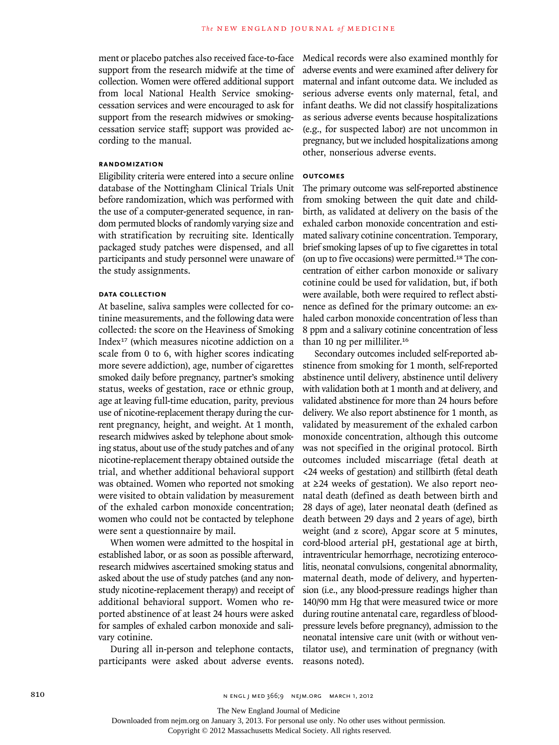ment or placebo patches also received face-to-face support from the research midwife at the time of collection. Women were offered additional support from local National Health Service smoking-cessation services and were encouraged to ask for support from the research midwives or smoking-cessation service staff; support was provided according to the manual.

### RANDOMIZATION

Eligibility criteria were entered into a secure online database of the Nottingham Clinical Trials Unit before randomization, which was performed with the use of a computer-generated sequence, in random permuted blocks of randomly varying size and with stratification by recruiting site. Identically packaged study patches were dispensed, and all participants and study personnel were unaware of the study assignments.

### DATA COLLECTION

At baseline, saliva samples were collected for cotinine measurements, and the following data were collected: the score on the Heaviness of Smoking Index[17] (which measures nicotine addiction on a scale from 0 to 6, with higher scores indicating more severe addiction), age, number of cigarettes smoked daily before pregnancy, partner's smoking status, weeks of gestation, race or ethnic group, age at leaving full-time education, parity, previous use of nicotine-replacement therapy during the current pregnancy, height, and weight. At 1 month, research midwives asked by telephone about smoking status, about use of the study patches and of any nicotine-replacement therapy obtained outside the trial, and whether additional behavioral support was obtained. Women who reported not smoking were visited to obtain validation by measurement of the exhaled carbon monoxide concentration; women who could not be contacted by telephone were sent a questionnaire by mail.

When women were admitted to the hospital in established labor, or as soon as possible afterward, research midwives ascertained smoking status and asked about the use of study patches (and any nonstudy nicotine-replacement therapy) and receipt of additional behavioral support. Women who reported abstinence of at least 24 hours were asked for samples of exhaled carbon monoxide and salivary cotinine.

During all in-person and telephone contacts, participants were asked about adverse events. Medical records were also examined monthly for adverse events and were examined after delivery for maternal and infant outcome data. We included as serious adverse events only maternal, fetal, and infant deaths. We did not classify hospitalizations as serious adverse events because hospitalizations (e.g., for suspected labor) are not uncommon in pregnancy, but we included hospitalizations among other, nonserious adverse events.

### OUTCOMES

The primary outcome was self-reported abstinence from smoking between the quit date and childbirth, as validated at delivery on the basis of the exhaled carbon monoxide concentration and estimated salivary cotinine concentration. Temporary, brief smoking lapses of up to five cigarettes in total (on up to five occasions) were permitted.[18] The concentration of either carbon monoxide or salivary cotinine could be used for validation, but, if both were available, both were required to reflect abstinence as defined for the primary outcome: an exhaled carbon monoxide concentration of less than 8 ppm and a salivary cotinine concentration of less than 10 ng per milliliter.[16]

Secondary outcomes included self-reported abstinence from smoking for 1 month, self-reported abstinence until delivery, abstinence until delivery with validation both at 1 month and at delivery, and validated abstinence for more than 24 hours before delivery. We also report abstinence for 1 month, as validated by measurement of the exhaled carbon monoxide concentration, although this outcome was not specified in the original protocol. Birth outcomes included miscarriage (fetal death at <24 weeks of gestation) and stillbirth (fetal death at ≥24 weeks of gestation). We also report neonatal death (defined as death between birth and 28 days of age), later neonatal death (defined as death between 29 days and 2 years of age), birth weight (and z score), Apgar score at 5 minutes, cord-blood arterial pH, gestational age at birth, intraventricular hemorrhage, necrotizing enterocolitis, neonatal convulsions, congenital abnormality, maternal death, mode of delivery, and hypertension (i.e., any blood-pressure readings higher than 140/90 mm Hg that were measured twice or more during routine antenatal care, regardless of blood-pressure levels before pregnancy), admission to the neonatal intensive care unit (with or without ventilator use), and termination of pregnancy (with reasons noted).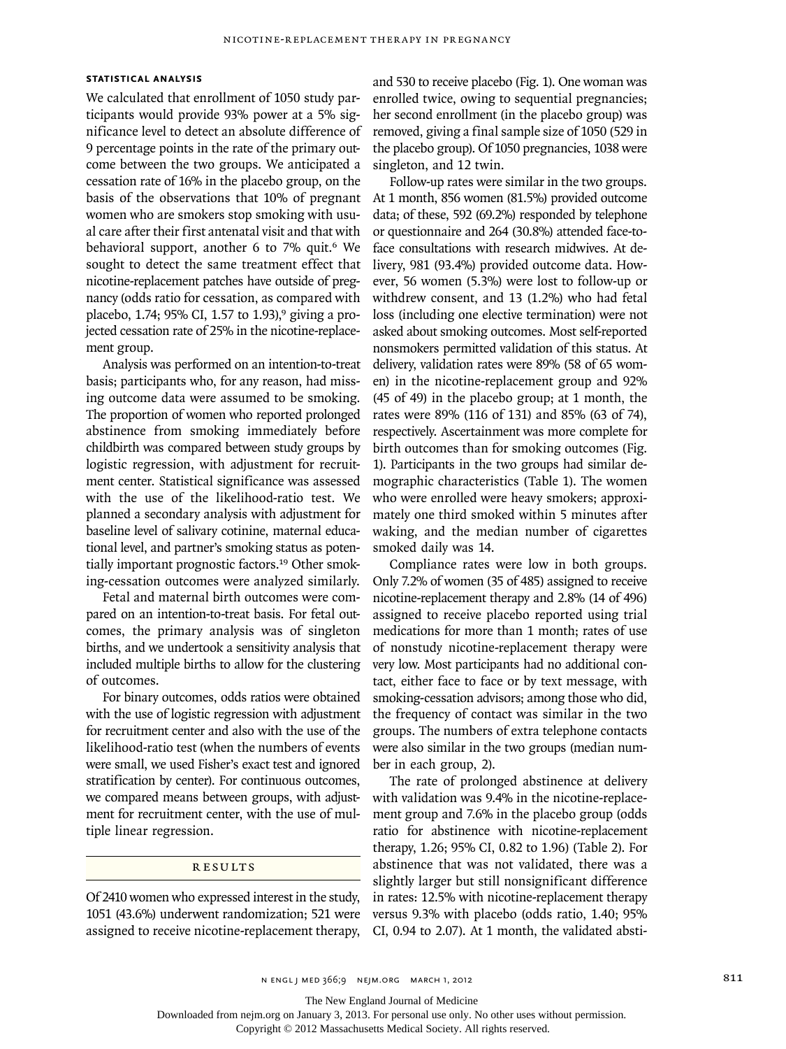### STATISTICAL ANALYSIS

We calculated that enrollment of 1050 study participants would provide 93% power at a 5% significance level to detect an absolute difference of 9 percentage points in the rate of the primary outcome between the two groups. We anticipated a cessation rate of 16% in the placebo group, on the basis of the observations that 10% of pregnant women who are smokers stop smoking with usual care after their first antenatal visit and that with behavioral support, another 6 to 7% quit.[6] We sought to detect the same treatment effect that nicotine-replacement patches have outside of pregnancy (odds ratio for cessation, as compared with placebo, 1.74; 95% CI, 1.57 to 1.93),[9] giving a projected cessation rate of 25% in the nicotine-replacement group.

Analysis was performed on an intention-to-treat basis; participants who, for any reason, had missing outcome data were assumed to be smoking. The proportion of women who reported prolonged abstinence from smoking immediately before childbirth was compared between study groups by logistic regression, with adjustment for recruitment center. Statistical significance was assessed with the use of the likelihood-ratio test. We planned a secondary analysis with adjustment for baseline level of salivary cotinine, maternal educational level, and partner's smoking status as potentially important prognostic factors.[19] Other smoking-cessation outcomes were analyzed similarly.

Fetal and maternal birth outcomes were compared on an intention-to-treat basis. For fetal outcomes, the primary analysis was of singleton births, and we undertook a sensitivity analysis that included multiple births to allow for the clustering of outcomes.

For binary outcomes, odds ratios were obtained with the use of logistic regression with adjustment for recruitment center and also with the use of the likelihood-ratio test (when the numbers of events were small, we used Fisher's exact test and ignored stratification by center). For continuous outcomes, we compared means between groups, with adjustment for recruitment center, with the use of multiple linear regression.

## RESULTS

Of 2410 women who expressed interest in the study, 1051 (43.6%) underwent randomization; 521 were assigned to receive nicotine-replacement therapy, and 530 to receive placebo (Fig. 1). One woman was enrolled twice, owing to sequential pregnancies; her second enrollment (in the placebo group) was removed, giving a final sample size of 1050 (529 in the placebo group). Of 1050 pregnancies, 1038 were singleton, and 12 twin.

Follow-up rates were similar in the two groups. At 1 month, 856 women (81.5%) provided outcome data; of these, 592 (69.2%) responded by telephone or questionnaire and 264 (30.8%) attended face-to-face consultations with research midwives. At delivery, 981 (93.4%) provided outcome data. However, 56 women (5.3%) were lost to follow-up or withdrew consent, and 13 (1.2%) who had fetal loss (including one elective termination) were not asked about smoking outcomes. Most self-reported nonsmokers permitted validation of this status. At delivery, validation rates were 89% (58 of 65 women) in the nicotine-replacement group and 92% (45 of 49) in the placebo group; at 1 month, the rates were 89% (116 of 131) and 85% (63 of 74), respectively. Ascertainment was more complete for birth outcomes than for smoking outcomes (Fig. 1). Participants in the two groups had similar demographic characteristics (Table 1). The women who were enrolled were heavy smokers; approximately one third smoked within 5 minutes after waking, and the median number of cigarettes smoked daily was 14.

Compliance rates were low in both groups. Only 7.2% of women (35 of 485) assigned to receive nicotine-replacement therapy and 2.8% (14 of 496) assigned to receive placebo reported using trial medications for more than 1 month; rates of use of nonstudy nicotine-replacement therapy were very low. Most participants had no additional contact, either face to face or by text message, with smoking-cessation advisors; among those who did, the frequency of contact was similar in the two groups. The numbers of extra telephone contacts were also similar in the two groups (median number in each group, 2).

The rate of prolonged abstinence at delivery with validation was 9.4% in the nicotine-replacement group and 7.6% in the placebo group (odds ratio for abstinence with nicotine-replacement therapy, 1.26; 95% CI, 0.82 to 1.96) (Table 2). For abstinence that was not validated, there was a slightly larger but still nonsignificant difference in rates: 12.5% with nicotine-replacement therapy versus 9.3% with placebo (odds ratio, 1.40; 95% CI, 0.94 to 2.07). At 1 month, the validated absti-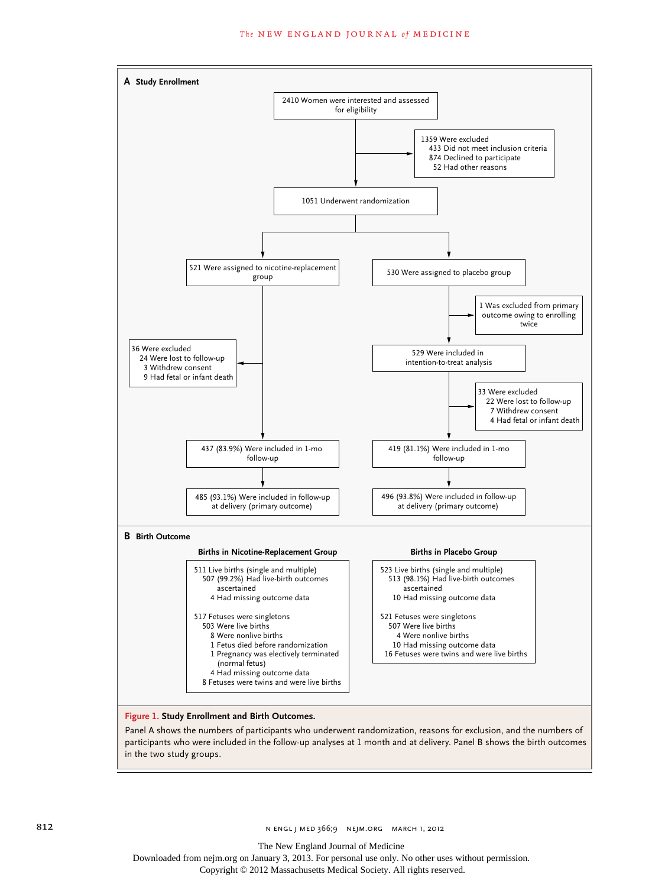**A Study Enrollment**

2410 Women were interested and assessed for eligibility

1359 Were excluded
- 433 Did not meet inclusion criteria
- 874 Declined to participate
- 52 Had other reasons

1051 Underwent randomization

521 Were assigned to nicotine-replacement group

36 Were excluded
- 24 Were lost to follow-up
- 3 Withdrew consent
- 9 Had fetal or infant death

437 (83.9%) Were included in 1-mo follow-up

485 (93.1%) Were included in follow-up at delivery (primary outcome)

530 Were assigned to placebo group

1 Was excluded from primary outcome owing to enrolling twice

529 Were included in intention-to-treat analysis

33 Were excluded
- 22 Were lost to follow-up
- 7 Withdrew consent
- 4 Had fetal or infant death

419 (81.1%) Were included in 1-mo follow-up

496 (93.8%) Were included in follow-up at delivery (primary outcome)

**B Birth Outcome**

**Births in Nicotine-Replacement Group**

511 Live births (single and multiple)
- 507 (99.2%) Had live-birth outcomes ascertained
- 4 Had missing outcome data

517 Fetuses were singletons
- 503 Were live births
- 8 Were nonlive births
- 1 Fetus died before randomization
- 1 Pregnancy was electively terminated (normal fetus)
- 4 Had missing outcome data
- 8 Fetuses were twins and were live births

**Births in Placebo Group**

523 Live births (single and multiple)
- 513 (98.1%) Had live-birth outcomes ascertained
- 10 Had missing outcome data

521 Fetuses were singletons
- 507 Were live births
- 4 Were nonlive births
- 10 Had missing outcome data
- 16 Fetuses were twins and were live births

**Figure 1. Study Enrollment and Birth Outcomes.**

Panel A shows the numbers of participants who underwent randomization, reasons for exclusion, and the numbers of participants who were included in the follow-up analyses at 1 month and at delivery. Panel B shows the birth outcomes in the two study groups.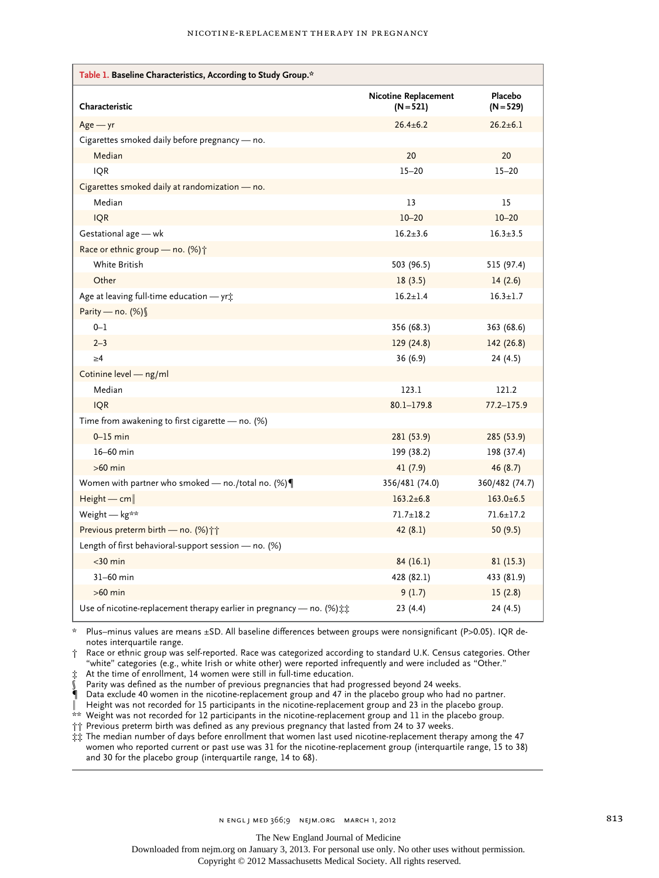**Table 1. Baseline Characteristics, According to Study Group.***

| Characteristic | Nicotine Replacement (N=521) | Placebo (N=529) |
|---|---|---|
| Age — yr | 26.4±6.2 | 26.2±6.1 |
| Cigarettes smoked daily before pregnancy — no. | | |
| Median | 20 | 20 |
| IQR | 15–20 | 15–20 |
| Cigarettes smoked daily at randomization — no. | | |
| Median | 13 | 15 |
| IQR | 10–20 | 10–20 |
| Gestational age — wk | 16.2±3.6 | 16.3±3.5 |
| Race or ethnic group — no. (%)† | | |
| White British | 503 (96.5) | 515 (97.4) |
| Other | 18 (3.5) | 14 (2.6) |
| Age at leaving full-time education — yr‡ | 16.2±1.4 | 16.3±1.7 |
| Parity — no. (%)§ | | |
| 0–1 | 356 (68.3) | 363 (68.6) |
| 2–3 | 129 (24.8) | 142 (26.8) |
| ≥4 | 36 (6.9) | 24 (4.5) |
| Cotinine level — ng/ml | | |
| Median | 123.1 | 121.2 |
| IQR | 80.1–179.8 | 77.2–175.9 |
| Time from awakening to first cigarette — no. (%) | | |
| 0–15 min | 281 (53.9) | 285 (53.9) |
| 16–60 min | 199 (38.2) | 198 (37.4) |
| >60 min | 41 (7.9) | 46 (8.7) |
| Women with partner who smoked — no./total no. (%)¶ | 356/481 (74.0) | 360/482 (74.7) |
| Height — cm‖ | 163.2±6.8 | 163.0±6.5 |
| Weight — kg** | 71.7±18.2 | 71.6±17.2 |
| Previous preterm birth — no. (%)†† | 42 (8.1) | 50 (9.5) |
| Length of first behavioral-support session — no. (%) | | |
| <30 min | 84 (16.1) | 81 (15.3) |
| 31–60 min | 428 (82.1) | 433 (81.9) |
| >60 min | 9 (1.7) | 15 (2.8) |
| Use of nicotine-replacement therapy earlier in pregnancy — no. (%)‡‡ | 23 (4.4) | 24 (4.5) |

\* Plus–minus values are means ±SD. All baseline differences between groups were nonsignificant (P>0.05). IQR denotes interquartile range.

† Race or ethnic group was self-reported. Race was categorized according to standard U.K. Census categories. Other "white" categories (e.g., white Irish or white other) were reported infrequently and were included as "Other."

‡ At the time of enrollment, 14 women were still in full-time education.

§ Parity was defined as the number of previous pregnancies that had progressed beyond 24 weeks.

¶ Data exclude 40 women in the nicotine-replacement group and 47 in the placebo group who had no partner.

‖ Height was not recorded for 15 participants in the nicotine-replacement group and 23 in the placebo group.

** Weight was not recorded for 12 participants in the nicotine-replacement group and 11 in the placebo group.

†† Previous preterm birth was defined as any previous pregnancy that lasted from 24 to 37 weeks.

‡‡ The median number of days before enrollment that women last used nicotine-replacement therapy among the 47 women who reported current or past use was 31 for the nicotine-replacement group (interquartile range, 15 to 38) and 30 for the placebo group (interquartile range, 14 to 68).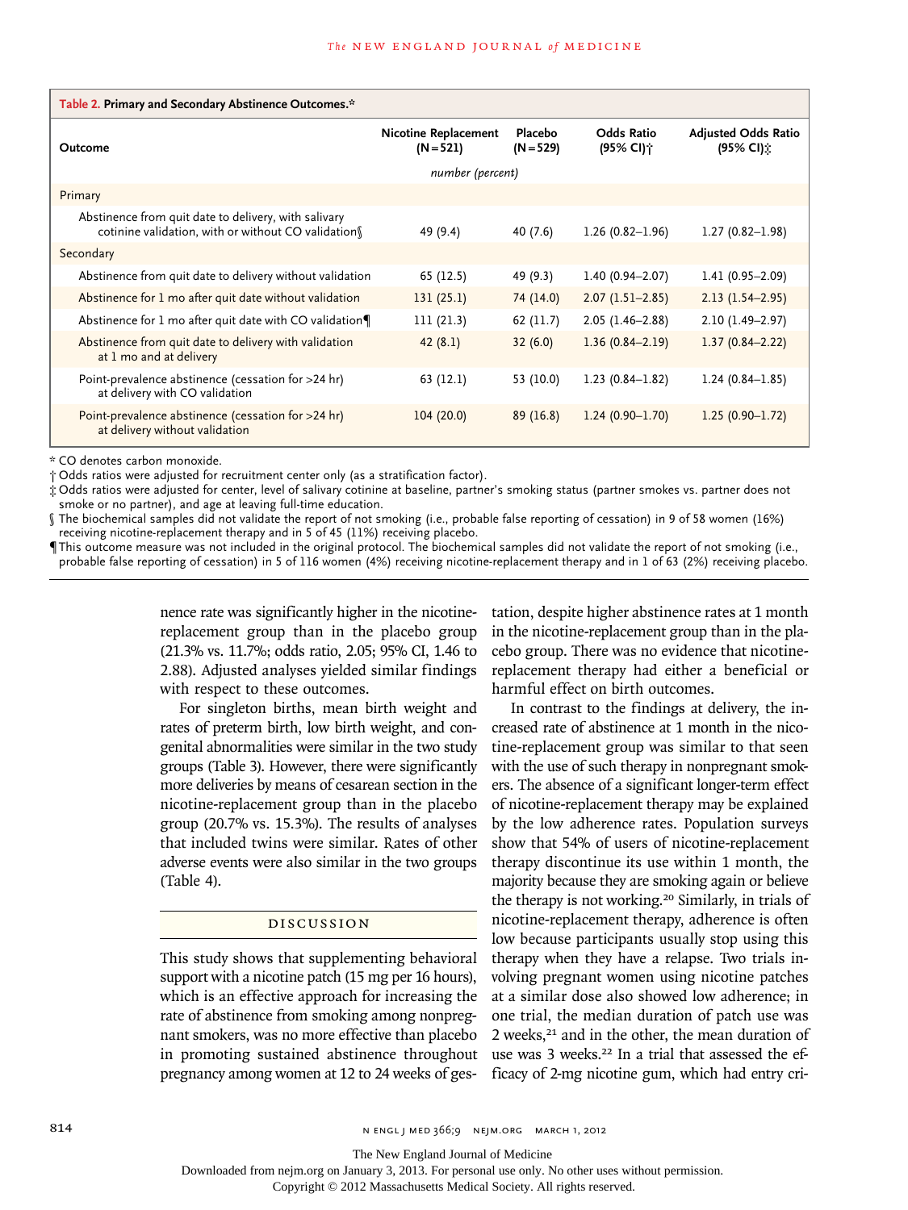**Table 2. Primary and Secondary Abstinence Outcomes.***

| Outcome | Nicotine Replacement (N=521) | Placebo (N=529) | Odds Ratio (95% CI)† | Adjusted Odds Ratio (95% CI)‡ |
|---|---|---|---|---|
| | *number (percent)* | | | |
| **Primary** | | | | |
| Abstinence from quit date to delivery, with salivary cotinine validation, with or without CO validation§ | 49 (9.4) | 40 (7.6) | 1.26 (0.82–1.96) | 1.27 (0.82–1.98) |
| **Secondary** | | | | |
| Abstinence from quit date to delivery without validation | 65 (12.5) | 49 (9.3) | 1.40 (0.94–2.07) | 1.41 (0.95–2.09) |
| Abstinence for 1 mo after quit date without validation | 131 (25.1) | 74 (14.0) | 2.07 (1.51–2.85) | 2.13 (1.54–2.95) |
| Abstinence for 1 mo after quit date with CO validation¶ | 111 (21.3) | 62 (11.7) | 2.05 (1.46–2.88) | 2.10 (1.49–2.97) |
| Abstinence from quit date to delivery with validation at 1 mo and at delivery | 42 (8.1) | 32 (6.0) | 1.36 (0.84–2.19) | 1.37 (0.84–2.22) |
| Point-prevalence abstinence (cessation for >24 hr) at delivery with CO validation | 63 (12.1) | 53 (10.0) | 1.23 (0.84–1.82) | 1.24 (0.84–1.85) |
| Point-prevalence abstinence (cessation for >24 hr) at delivery without validation | 104 (20.0) | 89 (16.8) | 1.24 (0.90–1.70) | 1.25 (0.90–1.72) |

\* CO denotes carbon monoxide.

† Odds ratios were adjusted for recruitment center only (as a stratification factor).

‡ Odds ratios were adjusted for center, level of salivary cotinine at baseline, partner's smoking status (partner smokes vs. partner does not smoke or no partner), and age at leaving full-time education.

§ The biochemical samples did not validate the report of not smoking (i.e., probable false reporting of cessation) in 9 of 58 women (16%) receiving nicotine-replacement therapy and in 5 of 45 (11%) receiving placebo.

¶ This outcome measure was not included in the original protocol. The biochemical samples did not validate the report of not smoking (i.e., probable false reporting of cessation) in 5 of 116 women (4%) receiving nicotine-replacement therapy and in 1 of 63 (2%) receiving placebo.

nence rate was significantly higher in the nicotine-replacement group than in the placebo group (21.3% vs. 11.7%; odds ratio, 2.05; 95% CI, 1.46 to 2.88). Adjusted analyses yielded similar findings with respect to these outcomes.

For singleton births, mean birth weight and rates of preterm birth, low birth weight, and congenital abnormalities were similar in the two study groups (Table 3). However, there were significantly more deliveries by means of cesarean section in the nicotine-replacement group than in the placebo group (20.7% vs. 15.3%). The results of analyses that included twins were similar. Rates of other adverse events were also similar in the two groups (Table 4).

## DISCUSSION

This study shows that supplementing behavioral support with a nicotine patch (15 mg per 16 hours), which is an effective approach for increasing the rate of abstinence from smoking among nonpregnant smokers, was no more effective than placebo in promoting sustained abstinence throughout pregnancy among women at 12 to 24 weeks of gestation, despite higher abstinence rates at 1 month in the nicotine-replacement group than in the placebo group. There was no evidence that nicotine-replacement therapy had either a beneficial or harmful effect on birth outcomes.

In contrast to the findings at delivery, the increased rate of abstinence at 1 month in the nicotine-replacement group was similar to that seen with the use of such therapy in nonpregnant smokers. The absence of a significant longer-term effect of nicotine-replacement therapy may be explained by the low adherence rates. Population surveys show that 54% of users of nicotine-replacement therapy discontinue its use within 1 month, the majority because they are smoking again or believe the therapy is not working.[20] Similarly, in trials of nicotine-replacement therapy, adherence is often low because participants usually stop using this therapy when they have a relapse. Two trials involving pregnant women using nicotine patches at a similar dose also showed low adherence; in one trial, the median duration of patch use was 2 weeks,[21] and in the other, the mean duration of use was 3 weeks.[22] In a trial that assessed the efficacy of 2-mg nicotine gum, which had entry cri-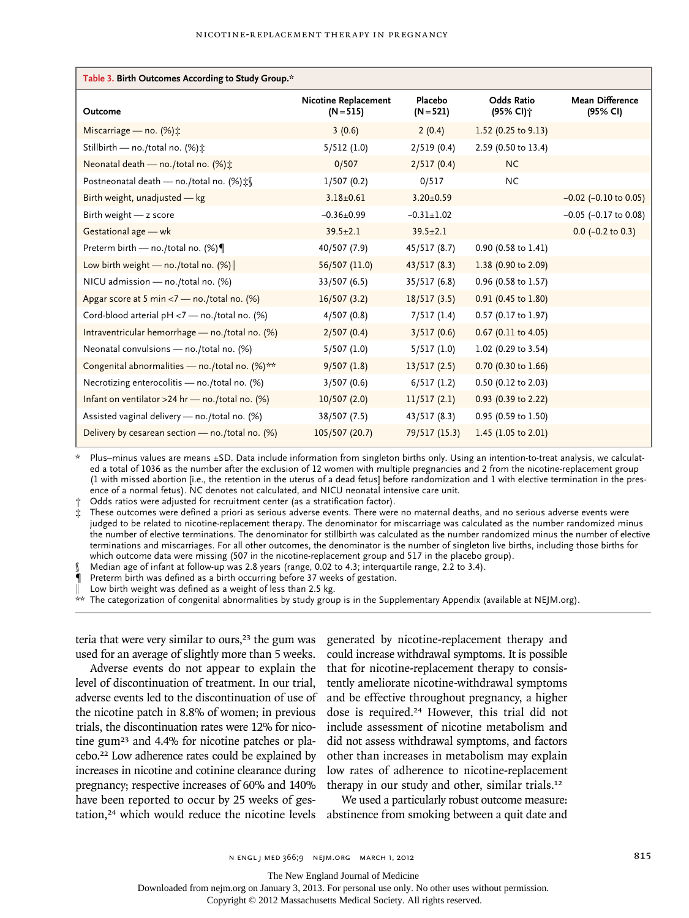**Table 3. Birth Outcomes According to Study Group.***

| Outcome | Nicotine Replacement (N=515) | Placebo (N=521) | Odds Ratio (95% CI)† | Mean Difference (95% CI) |
|---|---|---|---|---|
| Miscarriage — no. (%)‡ | 3 (0.6) | 2 (0.4) | 1.52 (0.25 to 9.13) | |
| Stillbirth — no./total no. (%)‡ | 5/512 (1.0) | 2/519 (0.4) | 2.59 (0.50 to 13.4) | |
| Neonatal death — no./total no. (%)‡ | 0/507 | 2/517 (0.4) | NC | |
| Postneonatal death — no./total no. (%)‡§ | 1/507 (0.2) | 0/517 | NC | |
| Birth weight, unadjusted — kg | 3.18±0.61 | 3.20±0.59 | | −0.02 (−0.10 to 0.05) |
| Birth weight — z score | −0.36±0.99 | −0.31±1.02 | | −0.05 (−0.17 to 0.08) |
| Gestational age — wk | 39.5±2.1 | 39.5±2.1 | | 0.0 (−0.2 to 0.3) |
| Preterm birth — no./total no. (%)¶ | 40/507 (7.9) | 45/517 (8.7) | 0.90 (0.58 to 1.41) | |
| Low birth weight — no./total no. (%)‖ | 56/507 (11.0) | 43/517 (8.3) | 1.38 (0.90 to 2.09) | |
| NICU admission — no./total no. (%) | 33/507 (6.5) | 35/517 (6.8) | 0.96 (0.58 to 1.57) | |
| Apgar score at 5 min <7 — no./total no. (%) | 16/507 (3.2) | 18/517 (3.5) | 0.91 (0.45 to 1.80) | |
| Cord-blood arterial pH <7 — no./total no. (%) | 4/507 (0.8) | 7/517 (1.4) | 0.57 (0.17 to 1.97) | |
| Intraventricular hemorrhage — no./total no. (%) | 2/507 (0.4) | 3/517 (0.6) | 0.67 (0.11 to 4.05) | |
| Neonatal convulsions — no./total no. (%) | 5/507 (1.0) | 5/517 (1.0) | 1.02 (0.29 to 3.54) | |
| Congenital abnormalities — no./total no. (%)** | 9/507 (1.8) | 13/517 (2.5) | 0.70 (0.30 to 1.66) | |
| Necrotizing enterocolitis — no./total no. (%) | 3/507 (0.6) | 6/517 (1.2) | 0.50 (0.12 to 2.03) | |
| Infant on ventilator >24 hr — no./total no. (%) | 10/507 (2.0) | 11/517 (2.1) | 0.93 (0.39 to 2.22) | |
| Assisted vaginal delivery — no./total no. (%) | 38/507 (7.5) | 43/517 (8.3) | 0.95 (0.59 to 1.50) | |
| Delivery by cesarean section — no./total no. (%) | 105/507 (20.7) | 79/517 (15.3) | 1.45 (1.05 to 2.01) | |

\* Plus–minus values are means ±SD. Data include information from singleton births only. Using an intention-to-treat analysis, we calculated a total of 1036 as the number after the exclusion of 12 women with multiple pregnancies and 2 from the nicotine-replacement group (1 with missed abortion [i.e., the retention in the uterus of a dead fetus] before randomization and 1 with elective termination in the presence of a normal fetus). NC denotes not calculated, and NICU neonatal intensive care unit.

† Odds ratios were adjusted for recruitment center (as a stratification factor).

‡ These outcomes were defined a priori as serious adverse events. There were no maternal deaths, and no serious adverse events were judged to be related to nicotine-replacement therapy. The denominator for miscarriage was calculated as the number randomized minus the number of elective terminations. The denominator for stillbirth was calculated as the number randomized minus the number of elective terminations and miscarriages. For all other outcomes, the denominator is the number of singleton live births, including those births for which outcome data were missing (507 in the nicotine-replacement group and 517 in the placebo group).

§ Median age of infant at follow-up was 2.8 years (range, 0.02 to 4.3; interquartile range, 2.2 to 3.4).

¶ Preterm birth was defined as a birth occurring before 37 weeks of gestation.

‖ Low birth weight was defined as a weight of less than 2.5 kg.

\** The categorization of congenital abnormalities by study group is in the Supplementary Appendix (available at NEJM.org).

teria that were very similar to ours,[23] the gum was used for an average of slightly more than 5 weeks.

Adverse events do not appear to explain the level of discontinuation of treatment. In our trial, adverse events led to the discontinuation of use of the nicotine patch in 8.8% of women; in previous trials, the discontinuation rates were 12% for nicotine gum[23] and 4.4% for nicotine patches or placebo.[22] Low adherence rates could be explained by increases in nicotine and cotinine clearance during pregnancy; respective increases of 60% and 140% have been reported to occur by 25 weeks of gestation,[24] which would reduce the nicotine levels generated by nicotine-replacement therapy and could increase withdrawal symptoms. It is possible that for nicotine-replacement therapy to consistently ameliorate nicotine-withdrawal symptoms and be effective throughout pregnancy, a higher dose is required.[24] However, this trial did not include assessment of nicotine metabolism and did not assess withdrawal symptoms, and factors other than increases in metabolism may explain low rates of adherence to nicotine-replacement therapy in our study and other, similar trials.[12]

We used a particularly robust outcome measure: abstinence from smoking between a quit date and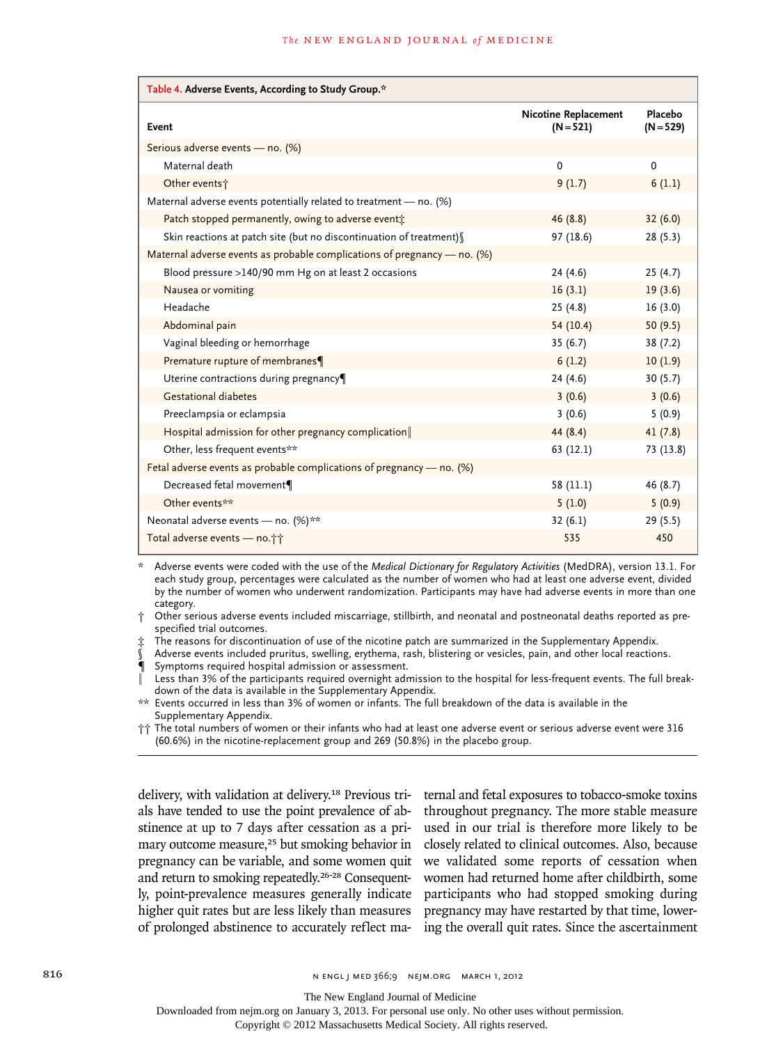**Table 4. Adverse Events, According to Study Group.***

| Event | Nicotine Replacement (N=521) | Placebo (N=529) |
|---|---|---|
| Serious adverse events — no. (%) | | |
| Maternal death | 0 | 0 |
| Other events† | 9 (1.7) | 6 (1.1) |
| Maternal adverse events potentially related to treatment — no. (%) | | |
| Patch stopped permanently, owing to adverse event‡ | 46 (8.8) | 32 (6.0) |
| Skin reactions at patch site (but no discontinuation of treatment)§ | 97 (18.6) | 28 (5.3) |
| Maternal adverse events as probable complications of pregnancy — no. (%) | | |
| Blood pressure >140/90 mm Hg on at least 2 occasions | 24 (4.6) | 25 (4.7) |
| Nausea or vomiting | 16 (3.1) | 19 (3.6) |
| Headache | 25 (4.8) | 16 (3.0) |
| Abdominal pain | 54 (10.4) | 50 (9.5) |
| Vaginal bleeding or hemorrhage | 35 (6.7) | 38 (7.2) |
| Premature rupture of membranes¶ | 6 (1.2) | 10 (1.9) |
| Uterine contractions during pregnancy¶ | 24 (4.6) | 30 (5.7) |
| Gestational diabetes | 3 (0.6) | 3 (0.6) |
| Preeclampsia or eclampsia | 3 (0.6) | 5 (0.9) |
| Hospital admission for other pregnancy complication‖ | 44 (8.4) | 41 (7.8) |
| Other, less frequent events** | 63 (12.1) | 73 (13.8) |
| Fetal adverse events as probable complications of pregnancy — no. (%) | | |
| Decreased fetal movement¶ | 58 (11.1) | 46 (8.7) |
| Other events** | 5 (1.0) | 5 (0.9) |
| Neonatal adverse events — no. (%)** | 32 (6.1) | 29 (5.5) |
| Total adverse events — no.†† | 535 | 450 |

\* Adverse events were coded with the use of the *Medical Dictionary for Regulatory Activities* (MedDRA), version 13.1. For each study group, percentages were calculated as the number of women who had at least one adverse event, divided by the number of women who underwent randomization. Participants may have had adverse events in more than one category.

† Other serious adverse events included miscarriage, stillbirth, and neonatal and postneonatal deaths reported as prespecified trial outcomes.

‡ The reasons for discontinuation of use of the nicotine patch are summarized in the Supplementary Appendix.

§ Adverse events included pruritus, swelling, erythema, rash, blistering or vesicles, pain, and other local reactions.

¶ Symptoms required hospital admission or assessment.

‖ Less than 3% of the participants required overnight admission to the hospital for less-frequent events. The full breakdown of the data is available in the Supplementary Appendix.

** Events occurred in less than 3% of women or infants. The full breakdown of the data is available in the Supplementary Appendix.

†† The total numbers of women or their infants who had at least one adverse event or serious adverse event were 316 (60.6%) in the nicotine-replacement group and 269 (50.8%) in the placebo group.

delivery, with validation at delivery.[18] Previous trials have tended to use the point prevalence of abstinence at up to 7 days after cessation as a primary outcome measure,[25] but smoking behavior in pregnancy can be variable, and some women quit and return to smoking repeatedly.[26-28] Consequently, point-prevalence measures generally indicate higher quit rates but are less likely than measures of prolonged abstinence to accurately reflect maternal and fetal exposures to tobacco-smoke toxins throughout pregnancy. The more stable measure used in our trial is therefore more likely to be closely related to clinical outcomes. Also, because we validated some reports of cessation when women had returned home after childbirth, some participants who had stopped smoking during pregnancy may have restarted by that time, lowering the overall quit rates. Since the ascertainment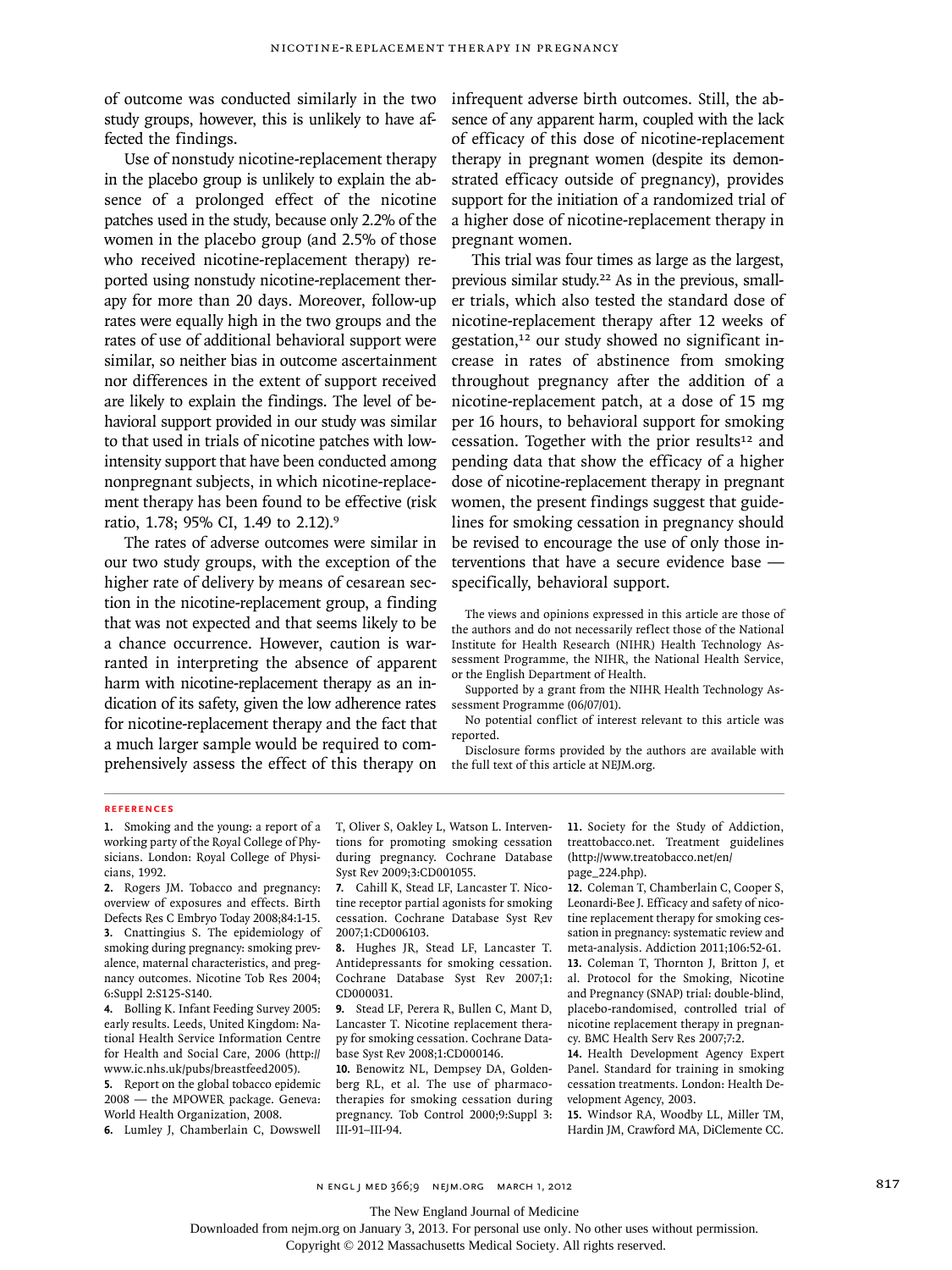of outcome was conducted similarly in the two study groups, however, this is unlikely to have affected the findings.

Use of nonstudy nicotine-replacement therapy in the placebo group is unlikely to explain the absence of a prolonged effect of the nicotine patches used in the study, because only 2.2% of the women in the placebo group (and 2.5% of those who received nicotine-replacement therapy) reported using nonstudy nicotine-replacement therapy for more than 20 days. Moreover, follow-up rates were equally high in the two groups and the rates of use of additional behavioral support were similar, so neither bias in outcome ascertainment nor differences in the extent of support received are likely to explain the findings. The level of behavioral support provided in our study was similar to that used in trials of nicotine patches with low-intensity support that have been conducted among nonpregnant subjects, in which nicotine-replacement therapy has been found to be effective (risk ratio, 1.78; 95% CI, 1.49 to 2.12).[9]

The rates of adverse outcomes were similar in our two study groups, with the exception of the higher rate of delivery by means of cesarean section in the nicotine-replacement group, a finding that was not expected and that seems likely to be a chance occurrence. However, caution is warranted in interpreting the absence of apparent harm with nicotine-replacement therapy as an indication of its safety, given the low adherence rates for nicotine-replacement therapy and the fact that a much larger sample would be required to comprehensively assess the effect of this therapy on infrequent adverse birth outcomes. Still, the absence of any apparent harm, coupled with the lack of efficacy of this dose of nicotine-replacement therapy in pregnant women (despite its demonstrated efficacy outside of pregnancy), provides support for the initiation of a randomized trial of a higher dose of nicotine-replacement therapy in pregnant women.

This trial was four times as large as the largest, previous similar study.[22] As in the previous, smaller trials, which also tested the standard dose of nicotine-replacement therapy after 12 weeks of gestation,[12] our study showed no significant increase in rates of abstinence from smoking throughout pregnancy after the addition of a nicotine-replacement patch, at a dose of 15 mg per 16 hours, to behavioral support for smoking cessation. Together with the prior results[12] and pending data that show the efficacy of a higher dose of nicotine-replacement therapy in pregnant women, the present findings suggest that guidelines for smoking cessation in pregnancy should be revised to encourage the use of only those interventions that have a secure evidence base — specifically, behavioral support.

The views and opinions expressed in this article are those of the authors and do not necessarily reflect those of the National Institute for Health Research (NIHR) Health Technology Assessment Programme, the NIHR, the National Health Service, or the English Department of Health.

Supported by a grant from the NIHR Health Technology Assessment Programme (06/07/01).

No potential conflict of interest relevant to this article was reported.

Disclosure forms provided by the authors are available with the full text of this article at NEJM.org.

## References

1. Smoking and the young: a report of a working party of the Royal College of Physicians. London: Royal College of Physicians, 1992.
2. Rogers JM. Tobacco and pregnancy: overview of exposures and effects. Birth Defects Res C Embryo Today 2008;84:1-15.
3. Cnattingius S. The epidemiology of smoking during pregnancy: smoking prevalence, maternal characteristics, and pregnancy outcomes. Nicotine Tob Res 2004;6:Suppl 2:S125-S140.
4. Bolling K. Infant Feeding Survey 2005: early results. Leeds, United Kingdom: National Health Service Information Centre for Health and Social Care, 2006 (http://www.ic.nhs.uk/pubs/breastfeed2005).
5. Report on the global tobacco epidemic 2008 — the MPOWER package. Geneva: World Health Organization, 2008.
6. Lumley J, Chamberlain C, Dowswell T, Oliver S, Oakley L, Watson L. Interventions for promoting smoking cessation during pregnancy. Cochrane Database Syst Rev 2009;3:CD001055.
7. Cahill K, Stead LF, Lancaster T. Nicotine receptor partial agonists for smoking cessation. Cochrane Database Syst Rev 2007;1:CD006103.
8. Hughes JR, Stead LF, Lancaster T. Antidepressants for smoking cessation. Cochrane Database Syst Rev 2007;1:CD000031.
9. Stead LF, Perera R, Bullen C, Mant D, Lancaster T. Nicotine replacement therapy for smoking cessation. Cochrane Database Syst Rev 2008;1:CD000146.
10. Benowitz NL, Dempsey DA, Goldenberg RL, et al. The use of pharmacotherapies for smoking cessation during pregnancy. Tob Control 2000;9:Suppl 3:III-91–III-94.
11. Society for the Study of Addiction, treattobacco.net. Treatment guidelines (http://www.treatobacco.net/en/page_224.php).
12. Coleman T, Chamberlain C, Cooper S, Leonardi-Bee J. Efficacy and safety of nicotine replacement therapy for smoking cessation in pregnancy: systematic review and meta-analysis. Addiction 2011;106:52-61.
13. Coleman T, Thornton J, Britton J, et al. Protocol for the Smoking, Nicotine and Pregnancy (SNAP) trial: double-blind, placebo-randomised, controlled trial of nicotine replacement therapy in pregnancy. BMC Health Serv Res 2007;7:2.
14. Health Development Agency Expert Panel. Standard for training in smoking cessation treatments. London: Health Development Agency, 2003.
15. Windsor RA, Woodby LL, Miller TM, Hardin JM, Crawford MA, DiClemente CC.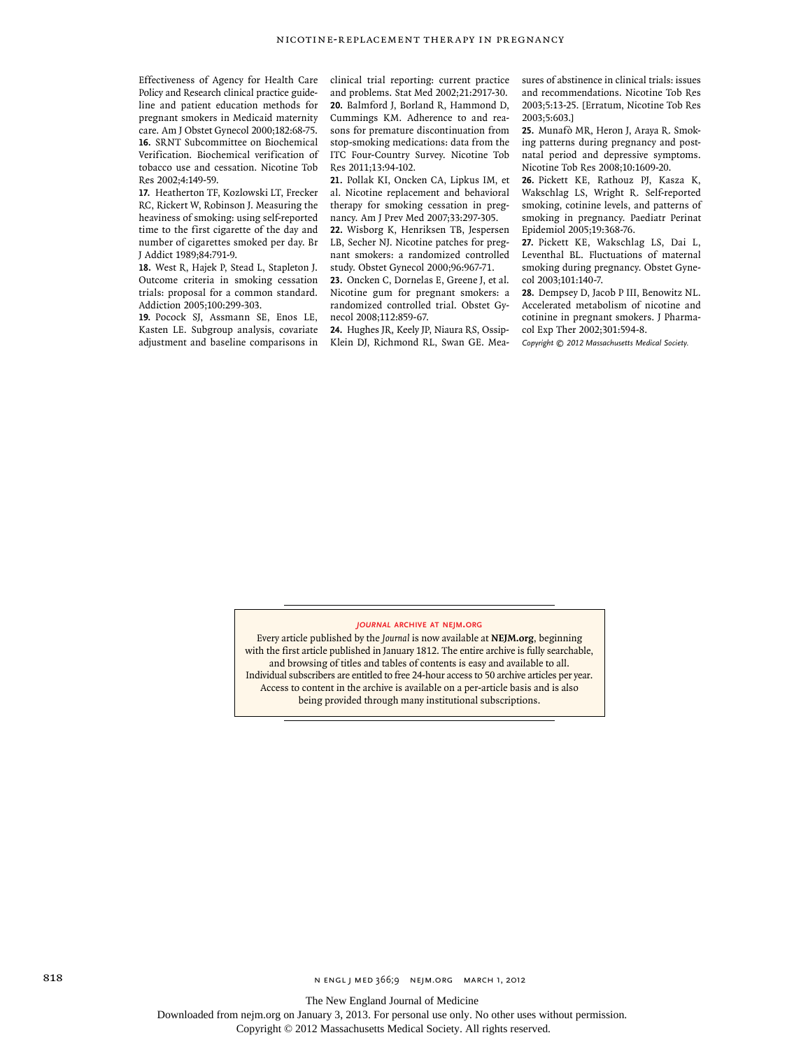Effectiveness of Agency for Health Care Policy and Research clinical practice guideline and patient education methods for pregnant smokers in Medicaid maternity care. Am J Obstet Gynecol 2000;182:68-75.

**16.** SRNT Subcommittee on Biochemical Verification. Biochemical verification of tobacco use and cessation. Nicotine Tob Res 2002;4:149-59.

**17.** Heatherton TF, Kozlowski LT, Frecker RC, Rickert W, Robinson J. Measuring the heaviness of smoking: using self-reported time to the first cigarette of the day and number of cigarettes smoked per day. Br J Addict 1989;84:791-9.

**18.** West R, Hajek P, Stead L, Stapleton J. Outcome criteria in smoking cessation trials: proposal for a common standard. Addiction 2005;100:299-303.

**19.** Pocock SJ, Assmann SE, Enos LE, Kasten LE. Subgroup analysis, covariate adjustment and baseline comparisons in clinical trial reporting: current practice and problems. Stat Med 2002;21:2917-30.

**20.** Balmford J, Borland R, Hammond D, Cummings KM. Adherence to and reasons for premature discontinuation from stop-smoking medications: data from the ITC Four-Country Survey. Nicotine Tob Res 2011;13:94-102.

**21.** Pollak KI, Oncken CA, Lipkus IM, et al. Nicotine replacement and behavioral therapy for smoking cessation in pregnancy. Am J Prev Med 2007;33:297-305.

**22.** Wisborg K, Henriksen TB, Jespersen LB, Secher NJ. Nicotine patches for pregnant smokers: a randomized controlled study. Obstet Gynecol 2000;96:967-71.

**23.** Oncken C, Dornelas E, Greene J, et al. Nicotine gum for pregnant smokers: a randomized controlled trial. Obstet Gynecol 2008;112:859-67.

**24.** Hughes JR, Keely JP, Niaura RS, Ossip-Klein DJ, Richmond RL, Swan GE. Measures of abstinence in clinical trials: issues and recommendations. Nicotine Tob Res 2003;5:13-25. [Erratum, Nicotine Tob Res 2003;5:603.]

**25.** Munafò MR, Heron J, Araya R. Smoking patterns during pregnancy and postnatal period and depressive symptoms. Nicotine Tob Res 2008;10:1609-20.

**26.** Pickett KE, Rathouz PJ, Kasza K, Wakschlag LS, Wright R. Self-reported smoking, cotinine levels, and patterns of smoking in pregnancy. Paediatr Perinat Epidemiol 2005;19:368-76.

**27.** Pickett KE, Wakschlag LS, Dai L, Leventhal BL. Fluctuations of maternal smoking during pregnancy. Obstet Gynecol 2003;101:140-7.

**28.** Dempsey D, Jacob P III, Benowitz NL. Accelerated metabolism of nicotine and cotinine in pregnant smokers. J Pharmacol Exp Ther 2002;301:594-8.

*Copyright © 2012 Massachusetts Medical Society.*

**JOURNAL ARCHIVE AT NEJM.ORG**

Every article published by the *Journal* is now available at **NEJM.org**, beginning with the first article published in January 1812. The entire archive is fully searchable, and browsing of titles and tables of contents is easy and available to all. Individual subscribers are entitled to free 24-hour access to 50 archive articles per year. Access to content in the archive is available on a per-article basis and is also being provided through many institutional subscriptions.